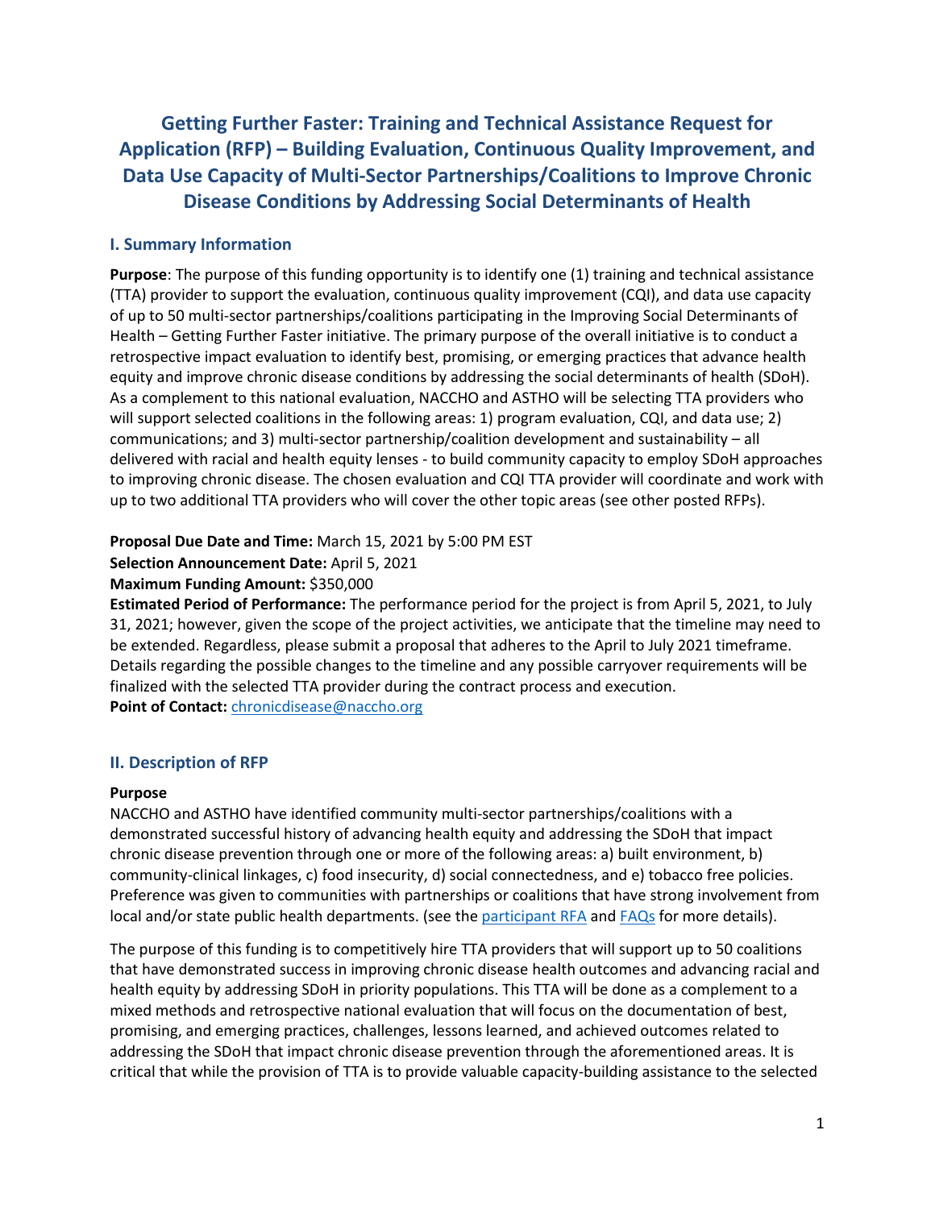# Getting Further Faster: Training and Technical Assistance Request for Application (RFP) – Building Evaluation, Continuous Quality Improvement, and Data Use Capacity of Multi-Sector Partnerships/Coalitions to Improve Chronic Disease Conditions by Addressing Social Determinants of Health

## I. Summary Information

**Purpose**: The purpose of this funding opportunity is to identify one (1) training and technical assistance (TTA) provider to support the evaluation, continuous quality improvement (CQI), and data use capacity of up to 50 multi-sector partnerships/coalitions participating in the Improving Social Determinants of Health – Getting Further Faster initiative. The primary purpose of the overall initiative is to conduct a retrospective impact evaluation to identify best, promising, or emerging practices that advance health equity and improve chronic disease conditions by addressing the social determinants of health (SDoH). As a complement to this national evaluation, NACCHO and ASTHO will be selecting TTA providers who will support selected coalitions in the following areas: 1) program evaluation, CQI, and data use; 2) communications; and 3) multi-sector partnership/coalition development and sustainability – all delivered with racial and health equity lenses - to build community capacity to employ SDoH approaches to improving chronic disease. The chosen evaluation and CQI TTA provider will coordinate and work with up to two additional TTA providers who will cover the other topic areas (see other posted RFPs).

**Proposal Due Date and Time:** March 15, 2021 by 5:00 PM EST
**Selection Announcement Date:** April 5, 2021
**Maximum Funding Amount:** $350,000
**Estimated Period of Performance:** The performance period for the project is from April 5, 2021, to July 31, 2021; however, given the scope of the project activities, we anticipate that the timeline may need to be extended. Regardless, please submit a proposal that adheres to the April to July 2021 timeframe. Details regarding the possible changes to the timeline and any possible carryover requirements will be finalized with the selected TTA provider during the contract process and execution.
**Point of Contact:** chronicdisease@naccho.org

## II. Description of RFP

**Purpose**

NACCHO and ASTHO have identified community multi-sector partnerships/coalitions with a demonstrated successful history of advancing health equity and addressing the SDoH that impact chronic disease prevention through one or more of the following areas: a) built environment, b) community-clinical linkages, c) food insecurity, d) social connectedness, and e) tobacco free policies. Preference was given to communities with partnerships or coalitions that have strong involvement from local and/or state public health departments. (see the participant RFA and FAQs for more details).

The purpose of this funding is to competitively hire TTA providers that will support up to 50 coalitions that have demonstrated success in improving chronic disease health outcomes and advancing racial and health equity by addressing SDoH in priority populations. This TTA will be done as a complement to a mixed methods and retrospective national evaluation that will focus on the documentation of best, promising, and emerging practices, challenges, lessons learned, and achieved outcomes related to addressing the SDoH that impact chronic disease prevention through the aforementioned areas. It is critical that while the provision of TTA is to provide valuable capacity-building assistance to the selected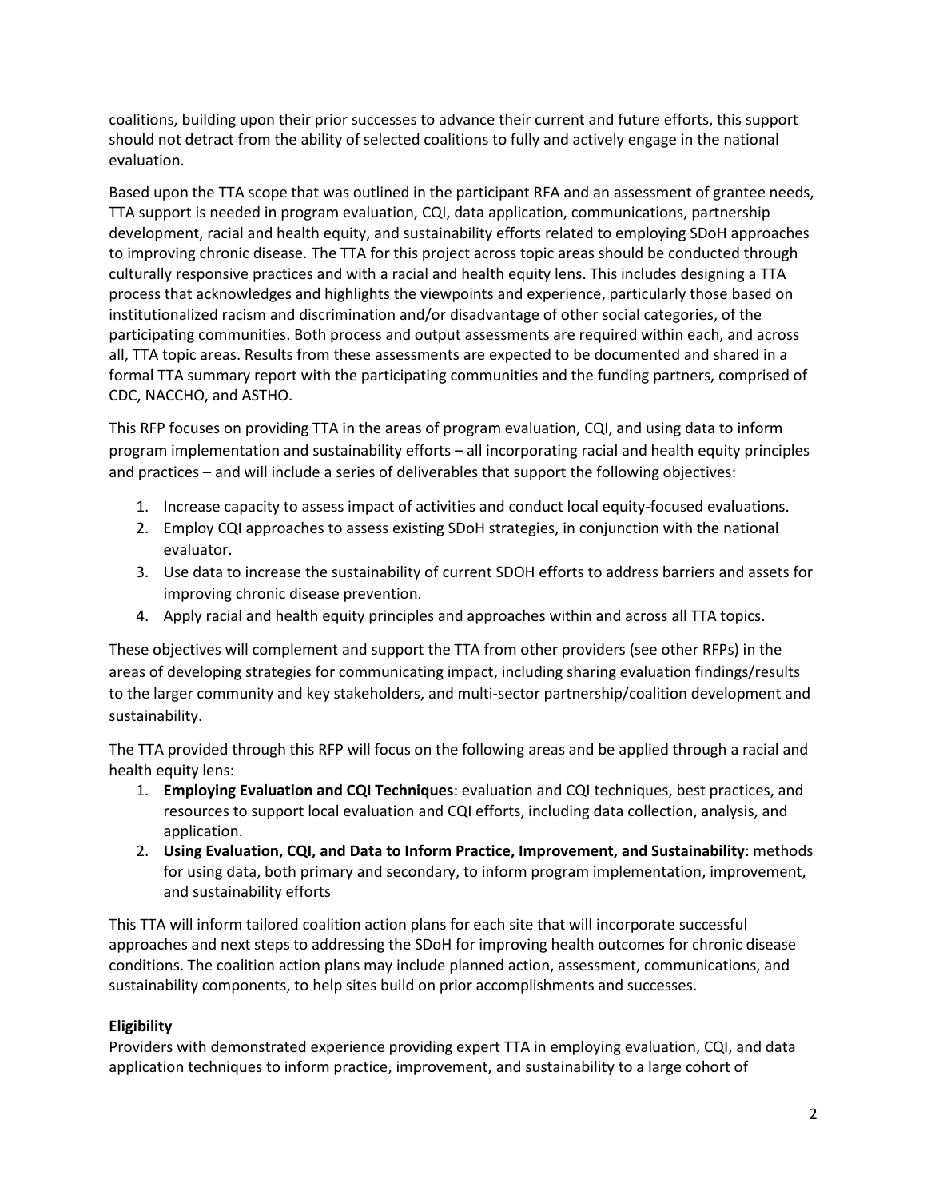coalitions, building upon their prior successes to advance their current and future efforts, this support should not detract from the ability of selected coalitions to fully and actively engage in the national evaluation.

Based upon the TTA scope that was outlined in the participant RFA and an assessment of grantee needs, TTA support is needed in program evaluation, CQI, data application, communications, partnership development, racial and health equity, and sustainability efforts related to employing SDoH approaches to improving chronic disease. The TTA for this project across topic areas should be conducted through culturally responsive practices and with a racial and health equity lens. This includes designing a TTA process that acknowledges and highlights the viewpoints and experience, particularly those based on institutionalized racism and discrimination and/or disadvantage of other social categories, of the participating communities. Both process and output assessments are required within each, and across all, TTA topic areas. Results from these assessments are expected to be documented and shared in a formal TTA summary report with the participating communities and the funding partners, comprised of CDC, NACCHO, and ASTHO.

This RFP focuses on providing TTA in the areas of program evaluation, CQI, and using data to inform program implementation and sustainability efforts – all incorporating racial and health equity principles and practices – and will include a series of deliverables that support the following objectives:

1. Increase capacity to assess impact of activities and conduct local equity-focused evaluations.
2. Employ CQI approaches to assess existing SDoH strategies, in conjunction with the national evaluator.
3. Use data to increase the sustainability of current SDOH efforts to address barriers and assets for improving chronic disease prevention.
4. Apply racial and health equity principles and approaches within and across all TTA topics.

These objectives will complement and support the TTA from other providers (see other RFPs) in the areas of developing strategies for communicating impact, including sharing evaluation findings/results to the larger community and key stakeholders, and multi-sector partnership/coalition development and sustainability.

The TTA provided through this RFP will focus on the following areas and be applied through a racial and health equity lens:

1. **Employing Evaluation and CQI Techniques**: evaluation and CQI techniques, best practices, and resources to support local evaluation and CQI efforts, including data collection, analysis, and application.
2. **Using Evaluation, CQI, and Data to Inform Practice, Improvement, and Sustainability**: methods for using data, both primary and secondary, to inform program implementation, improvement, and sustainability efforts

This TTA will inform tailored coalition action plans for each site that will incorporate successful approaches and next steps to addressing the SDoH for improving health outcomes for chronic disease conditions. The coalition action plans may include planned action, assessment, communications, and sustainability components, to help sites build on prior accomplishments and successes.

**Eligibility**

Providers with demonstrated experience providing expert TTA in employing evaluation, CQI, and data application techniques to inform practice, improvement, and sustainability to a large cohort of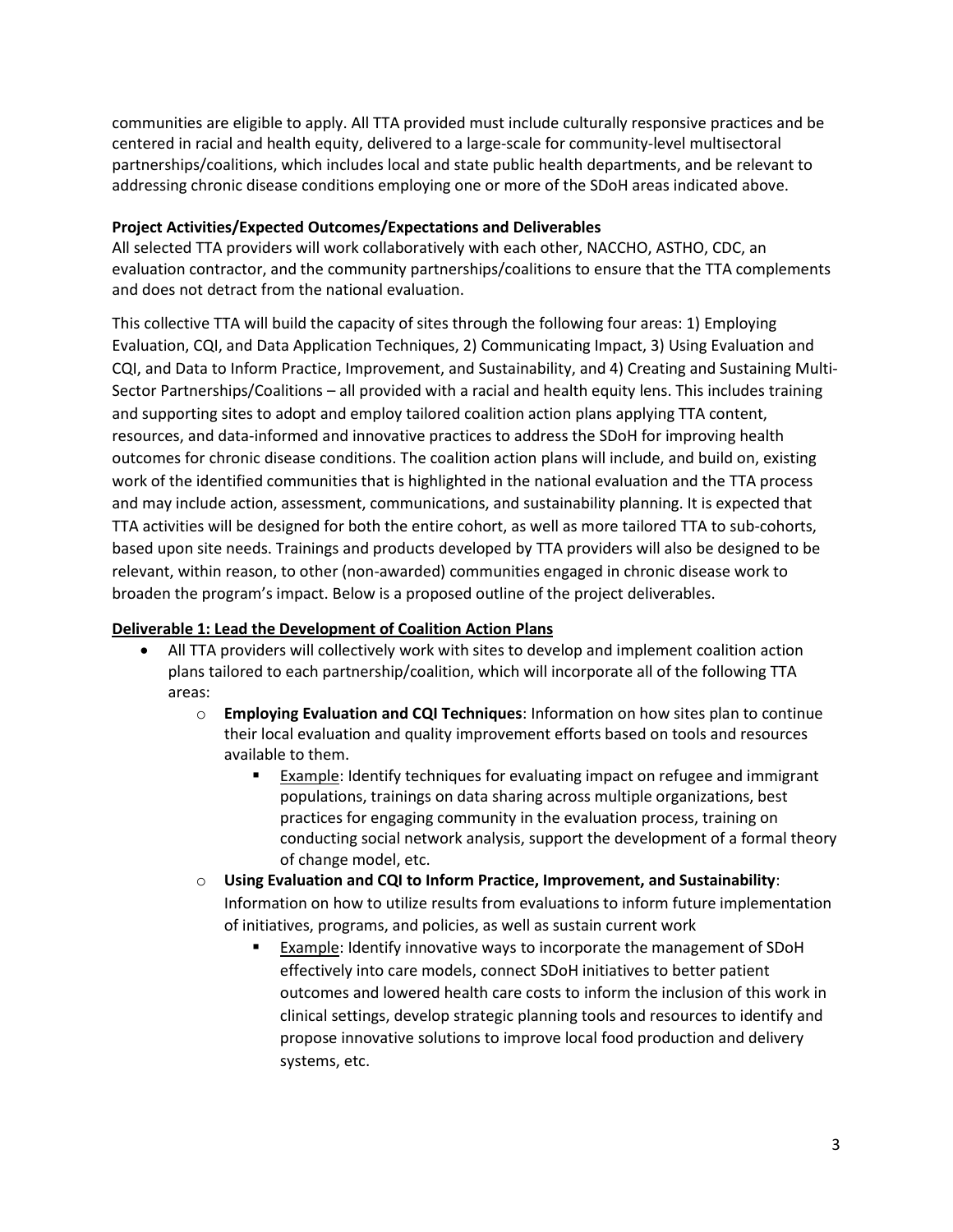communities are eligible to apply. All TTA provided must include culturally responsive practices and be centered in racial and health equity, delivered to a large-scale for community-level multisectoral partnerships/coalitions, which includes local and state public health departments, and be relevant to addressing chronic disease conditions employing one or more of the SDoH areas indicated above.

**Project Activities/Expected Outcomes/Expectations and Deliverables**

All selected TTA providers will work collaboratively with each other, NACCHO, ASTHO, CDC, an evaluation contractor, and the community partnerships/coalitions to ensure that the TTA complements and does not detract from the national evaluation.

This collective TTA will build the capacity of sites through the following four areas: 1) Employing Evaluation, CQI, and Data Application Techniques, 2) Communicating Impact, 3) Using Evaluation and CQI, and Data to Inform Practice, Improvement, and Sustainability, and 4) Creating and Sustaining Multi-Sector Partnerships/Coalitions – all provided with a racial and health equity lens. This includes training and supporting sites to adopt and employ tailored coalition action plans applying TTA content, resources, and data-informed and innovative practices to address the SDoH for improving health outcomes for chronic disease conditions. The coalition action plans will include, and build on, existing work of the identified communities that is highlighted in the national evaluation and the TTA process and may include action, assessment, communications, and sustainability planning. It is expected that TTA activities will be designed for both the entire cohort, as well as more tailored TTA to sub-cohorts, based upon site needs. Trainings and products developed by TTA providers will also be designed to be relevant, within reason, to other (non-awarded) communities engaged in chronic disease work to broaden the program's impact. Below is a proposed outline of the project deliverables.

**Deliverable 1: Lead the Development of Coalition Action Plans**

- All TTA providers will collectively work with sites to develop and implement coalition action plans tailored to each partnership/coalition, which will incorporate all of the following TTA areas:
  - **Employing Evaluation and CQI Techniques**: Information on how sites plan to continue their local evaluation and quality improvement efforts based on tools and resources available to them.
    - Example: Identify techniques for evaluating impact on refugee and immigrant populations, trainings on data sharing across multiple organizations, best practices for engaging community in the evaluation process, training on conducting social network analysis, support the development of a formal theory of change model, etc.
  - **Using Evaluation and CQI to Inform Practice, Improvement, and Sustainability**: Information on how to utilize results from evaluations to inform future implementation of initiatives, programs, and policies, as well as sustain current work
    - Example: Identify innovative ways to incorporate the management of SDoH effectively into care models, connect SDoH initiatives to better patient outcomes and lowered health care costs to inform the inclusion of this work in clinical settings, develop strategic planning tools and resources to identify and propose innovative solutions to improve local food production and delivery systems, etc.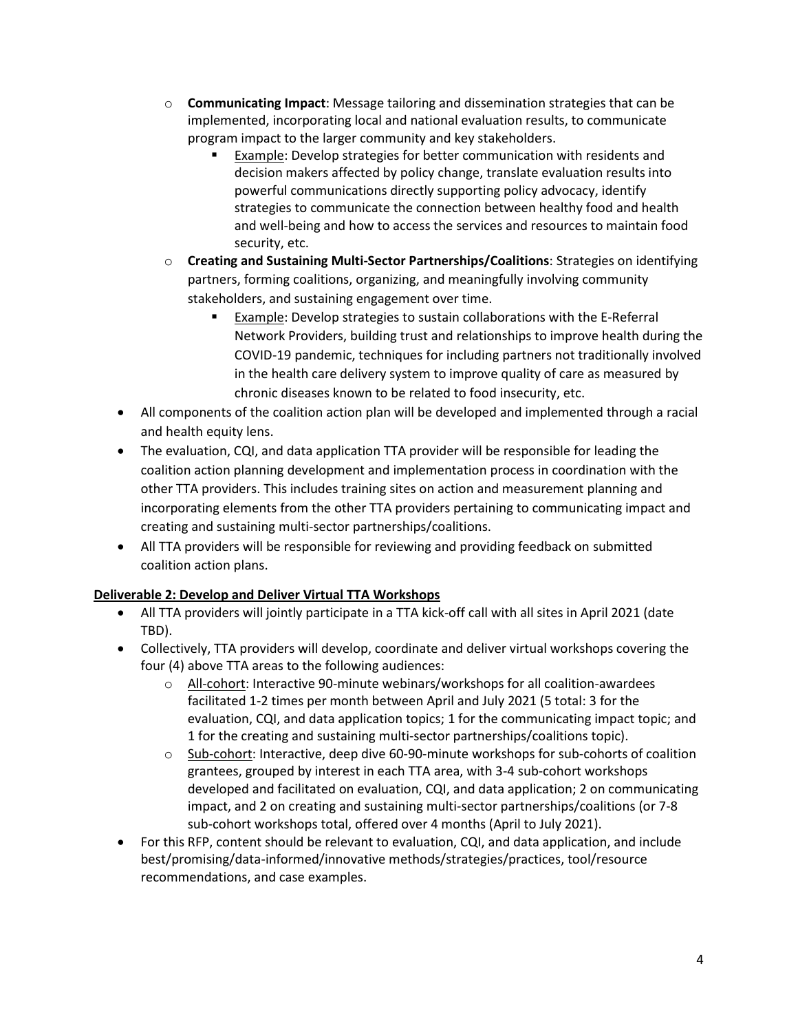- **Communicating Impact**: Message tailoring and dissemination strategies that can be implemented, incorporating local and national evaluation results, to communicate program impact to the larger community and key stakeholders.
  - Example: Develop strategies for better communication with residents and decision makers affected by policy change, translate evaluation results into powerful communications directly supporting policy advocacy, identify strategies to communicate the connection between healthy food and health and well-being and how to access the services and resources to maintain food security, etc.
- **Creating and Sustaining Multi-Sector Partnerships/Coalitions**: Strategies on identifying partners, forming coalitions, organizing, and meaningfully involving community stakeholders, and sustaining engagement over time.
  - Example: Develop strategies to sustain collaborations with the E-Referral Network Providers, building trust and relationships to improve health during the COVID-19 pandemic, techniques for including partners not traditionally involved in the health care delivery system to improve quality of care as measured by chronic diseases known to be related to food insecurity, etc.

- All components of the coalition action plan will be developed and implemented through a racial and health equity lens.
- The evaluation, CQI, and data application TTA provider will be responsible for leading the coalition action planning development and implementation process in coordination with the other TTA providers. This includes training sites on action and measurement planning and incorporating elements from the other TTA providers pertaining to communicating impact and creating and sustaining multi-sector partnerships/coalitions.
- All TTA providers will be responsible for reviewing and providing feedback on submitted coalition action plans.

**Deliverable 2: Develop and Deliver Virtual TTA Workshops**

- All TTA providers will jointly participate in a TTA kick-off call with all sites in April 2021 (date TBD).
- Collectively, TTA providers will develop, coordinate and deliver virtual workshops covering the four (4) above TTA areas to the following audiences:
  - All-cohort: Interactive 90-minute webinars/workshops for all coalition-awardees facilitated 1-2 times per month between April and July 2021 (5 total: 3 for the evaluation, CQI, and data application topics; 1 for the communicating impact topic; and 1 for the creating and sustaining multi-sector partnerships/coalitions topic).
  - Sub-cohort: Interactive, deep dive 60-90-minute workshops for sub-cohorts of coalition grantees, grouped by interest in each TTA area, with 3-4 sub-cohort workshops developed and facilitated on evaluation, CQI, and data application; 2 on communicating impact, and 2 on creating and sustaining multi-sector partnerships/coalitions (or 7-8 sub-cohort workshops total, offered over 4 months (April to July 2021).
- For this RFP, content should be relevant to evaluation, CQI, and data application, and include best/promising/data-informed/innovative methods/strategies/practices, tool/resource recommendations, and case examples.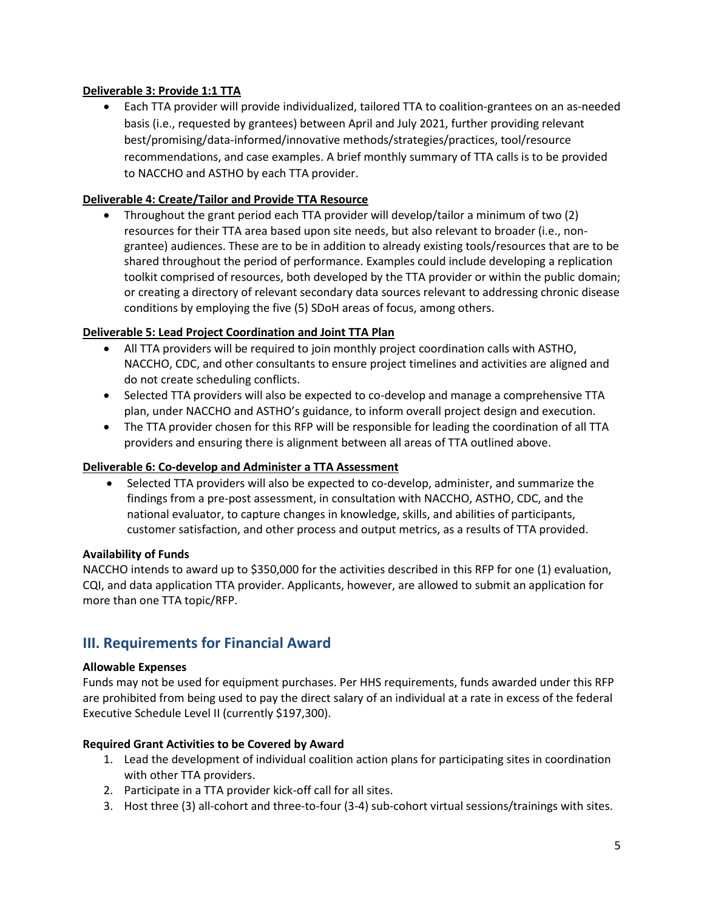**Deliverable 3: Provide 1:1 TTA**

- Each TTA provider will provide individualized, tailored TTA to coalition-grantees on an as-needed basis (i.e., requested by grantees) between April and July 2021, further providing relevant best/promising/data-informed/innovative methods/strategies/practices, tool/resource recommendations, and case examples. A brief monthly summary of TTA calls is to be provided to NACCHO and ASTHO by each TTA provider.

**Deliverable 4: Create/Tailor and Provide TTA Resource**

- Throughout the grant period each TTA provider will develop/tailor a minimum of two (2) resources for their TTA area based upon site needs, but also relevant to broader (i.e., non-grantee) audiences. These are to be in addition to already existing tools/resources that are to be shared throughout the period of performance. Examples could include developing a replication toolkit comprised of resources, both developed by the TTA provider or within the public domain; or creating a directory of relevant secondary data sources relevant to addressing chronic disease conditions by employing the five (5) SDoH areas of focus, among others.

**Deliverable 5: Lead Project Coordination and Joint TTA Plan**

- All TTA providers will be required to join monthly project coordination calls with ASTHO, NACCHO, CDC, and other consultants to ensure project timelines and activities are aligned and do not create scheduling conflicts.
- Selected TTA providers will also be expected to co-develop and manage a comprehensive TTA plan, under NACCHO and ASTHO's guidance, to inform overall project design and execution.
- The TTA provider chosen for this RFP will be responsible for leading the coordination of all TTA providers and ensuring there is alignment between all areas of TTA outlined above.

**Deliverable 6: Co-develop and Administer a TTA Assessment**

- Selected TTA providers will also be expected to co-develop, administer, and summarize the findings from a pre-post assessment, in consultation with NACCHO, ASTHO, CDC, and the national evaluator, to capture changes in knowledge, skills, and abilities of participants, customer satisfaction, and other process and output metrics, as a results of TTA provided.

**Availability of Funds**

NACCHO intends to award up to $350,000 for the activities described in this RFP for one (1) evaluation, CQI, and data application TTA provider. Applicants, however, are allowed to submit an application for more than one TTA topic/RFP.

## III. Requirements for Financial Award

**Allowable Expenses**

Funds may not be used for equipment purchases. Per HHS requirements, funds awarded under this RFP are prohibited from being used to pay the direct salary of an individual at a rate in excess of the federal Executive Schedule Level II (currently $197,300).

**Required Grant Activities to be Covered by Award**

1. Lead the development of individual coalition action plans for participating sites in coordination with other TTA providers.
2. Participate in a TTA provider kick-off call for all sites.
3. Host three (3) all-cohort and three-to-four (3-4) sub-cohort virtual sessions/trainings with sites.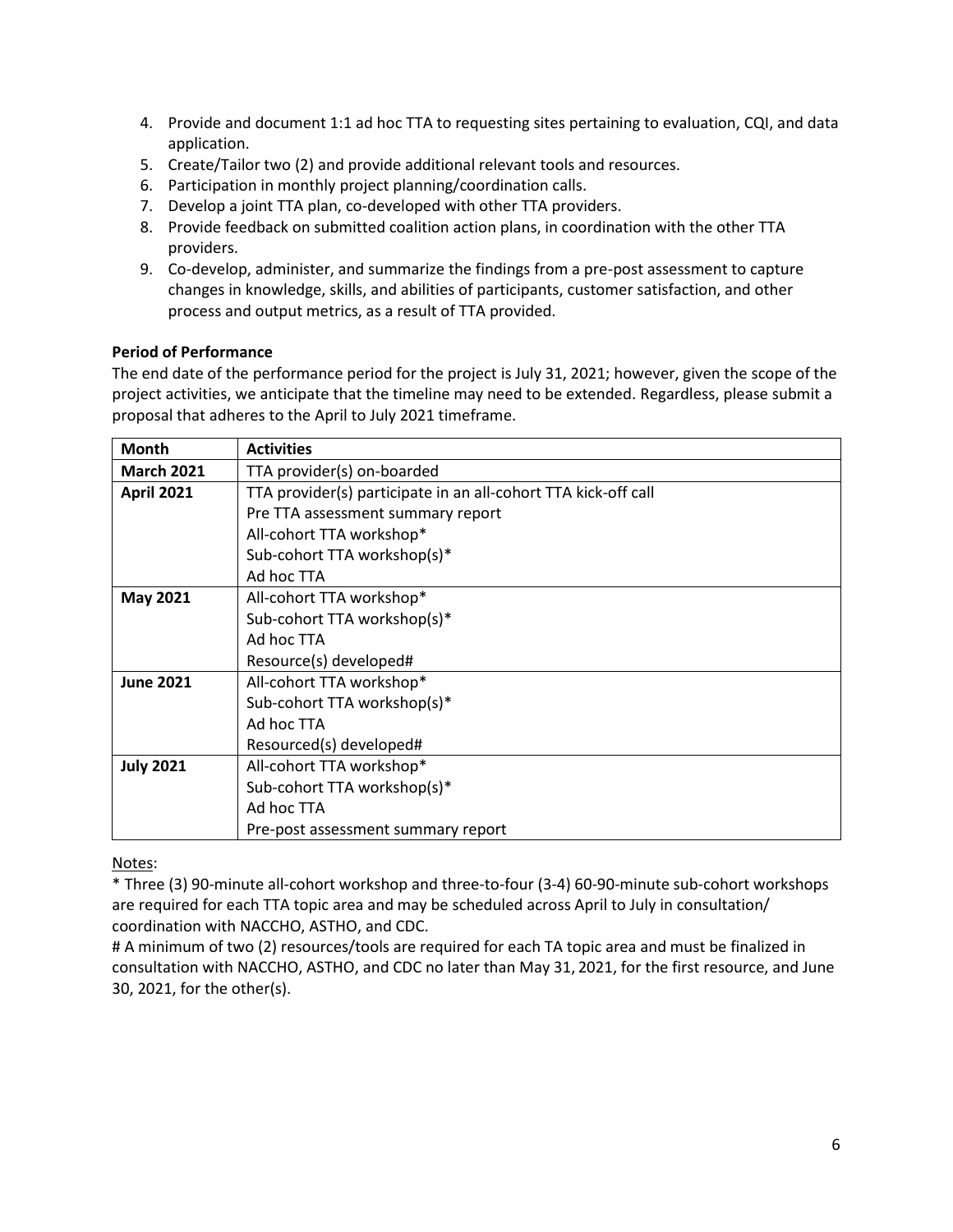4. Provide and document 1:1 ad hoc TTA to requesting sites pertaining to evaluation, CQI, and data application.
5. Create/Tailor two (2) and provide additional relevant tools and resources.
6. Participation in monthly project planning/coordination calls.
7. Develop a joint TTA plan, co-developed with other TTA providers.
8. Provide feedback on submitted coalition action plans, in coordination with the other TTA providers.
9. Co-develop, administer, and summarize the findings from a pre-post assessment to capture changes in knowledge, skills, and abilities of participants, customer satisfaction, and other process and output metrics, as a result of TTA provided.

**Period of Performance**

The end date of the performance period for the project is July 31, 2021; however, given the scope of the project activities, we anticipate that the timeline may need to be extended. Regardless, please submit a proposal that adheres to the April to July 2021 timeframe.

| Month | Activities |
|---|---|
| **March 2021** | TTA provider(s) on-boarded |
| **April 2021** | TTA provider(s) participate in an all-cohort TTA kick-off call<br>Pre TTA assessment summary report<br>All-cohort TTA workshop*<br>Sub-cohort TTA workshop(s)*<br>Ad hoc TTA |
| **May 2021** | All-cohort TTA workshop*<br>Sub-cohort TTA workshop(s)*<br>Ad hoc TTA<br>Resource(s) developed# |
| **June 2021** | All-cohort TTA workshop*<br>Sub-cohort TTA workshop(s)*<br>Ad hoc TTA<br>Resourced(s) developed# |
| **July 2021** | All-cohort TTA workshop*<br>Sub-cohort TTA workshop(s)*<br>Ad hoc TTA<br>Pre-post assessment summary report |

Notes:

* Three (3) 90-minute all-cohort workshop and three-to-four (3-4) 60-90-minute sub-cohort workshops are required for each TTA topic area and may be scheduled across April to July in consultation/coordination with NACCHO, ASTHO, and CDC.

# A minimum of two (2) resources/tools are required for each TA topic area and must be finalized in consultation with NACCHO, ASTHO, and CDC no later than May 31, 2021, for the first resource, and June 30, 2021, for the other(s).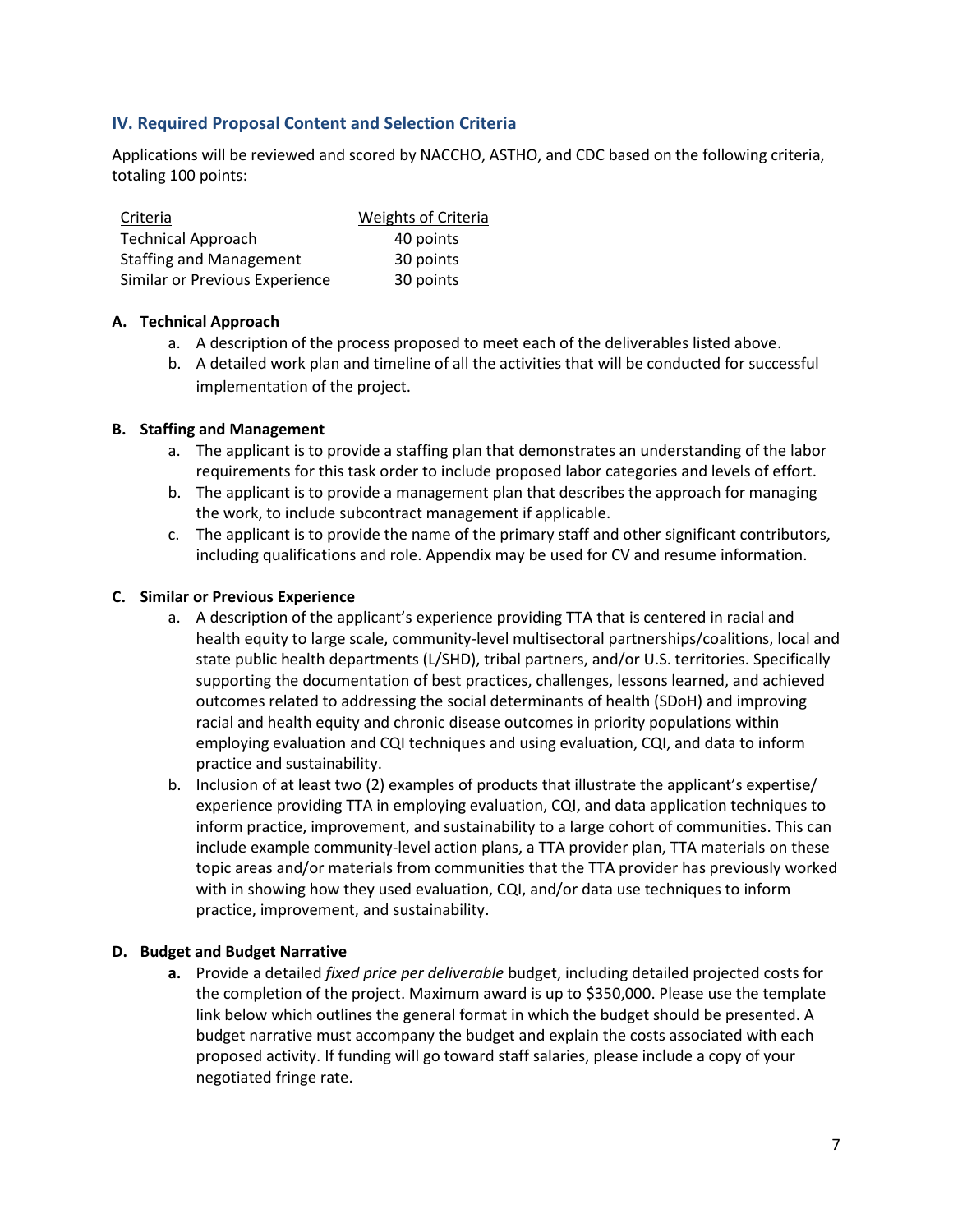## IV. Required Proposal Content and Selection Criteria

Applications will be reviewed and scored by NACCHO, ASTHO, and CDC based on the following criteria, totaling 100 points:

| Criteria | Weights of Criteria |
| --- | --- |
| Technical Approach | 40 points |
| Staffing and Management | 30 points |
| Similar or Previous Experience | 30 points |

**A. Technical Approach**

a. A description of the process proposed to meet each of the deliverables listed above.

b. A detailed work plan and timeline of all the activities that will be conducted for successful implementation of the project.

**B. Staffing and Management**

a. The applicant is to provide a staffing plan that demonstrates an understanding of the labor requirements for this task order to include proposed labor categories and levels of effort.

b. The applicant is to provide a management plan that describes the approach for managing the work, to include subcontract management if applicable.

c. The applicant is to provide the name of the primary staff and other significant contributors, including qualifications and role. Appendix may be used for CV and resume information.

**C. Similar or Previous Experience**

a. A description of the applicant's experience providing TTA that is centered in racial and health equity to large scale, community-level multisectoral partnerships/coalitions, local and state public health departments (L/SHD), tribal partners, and/or U.S. territories. Specifically supporting the documentation of best practices, challenges, lessons learned, and achieved outcomes related to addressing the social determinants of health (SDoH) and improving racial and health equity and chronic disease outcomes in priority populations within employing evaluation and CQI techniques and using evaluation, CQI, and data to inform practice and sustainability.

b. Inclusion of at least two (2) examples of products that illustrate the applicant's expertise/ experience providing TTA in employing evaluation, CQI, and data application techniques to inform practice, improvement, and sustainability to a large cohort of communities. This can include example community-level action plans, a TTA provider plan, TTA materials on these topic areas and/or materials from communities that the TTA provider has previously worked with in showing how they used evaluation, CQI, and/or data use techniques to inform practice, improvement, and sustainability.

**D. Budget and Budget Narrative**

**a.** Provide a detailed *fixed price per deliverable* budget, including detailed projected costs for the completion of the project. Maximum award is up to $350,000. Please use the template link below which outlines the general format in which the budget should be presented. A budget narrative must accompany the budget and explain the costs associated with each proposed activity. If funding will go toward staff salaries, please include a copy of your negotiated fringe rate.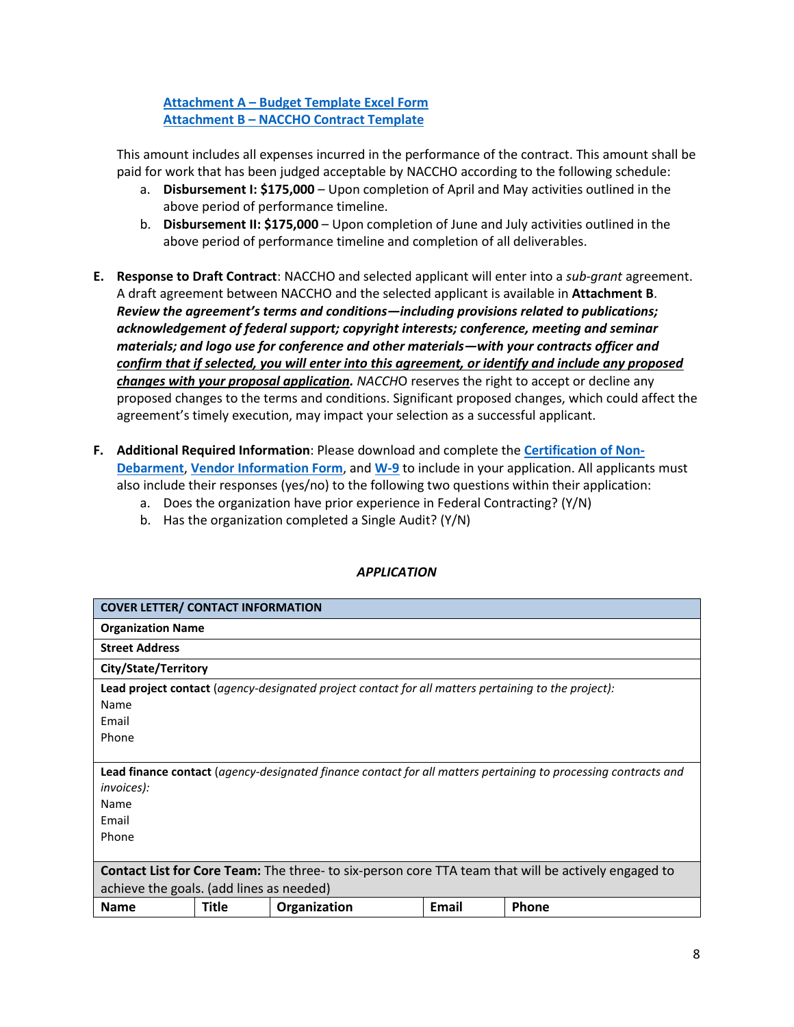[Attachment A – Budget Template Excel Form]
[Attachment B – NACCHO Contract Template]

This amount includes all expenses incurred in the performance of the contract. This amount shall be paid for work that has been judged acceptable by NACCHO according to the following schedule:

a. **Disbursement I: $175,000** – Upon completion of April and May activities outlined in the above period of performance timeline.
b. **Disbursement II: $175,000** – Upon completion of June and July activities outlined in the above period of performance timeline and completion of all deliverables.

**E. Response to Draft Contract**: NACCHO and selected applicant will enter into a *sub-grant* agreement. A draft agreement between NACCHO and the selected applicant is available in **Attachment B**. ***Review the agreement's terms and conditions—including provisions related to publications; acknowledgement of federal support; copyright interests; conference, meeting and seminar materials; and logo use for conference and other materials—with your contracts officer and confirm that if selected, you will enter into this agreement, or identify and include any proposed changes with your proposal application.*** *NACCHO* reserves the right to accept or decline any proposed changes to the terms and conditions. Significant proposed changes, which could affect the agreement's timely execution, may impact your selection as a successful applicant.

**F. Additional Required Information**: Please download and complete the Certification of Non-Debarment, Vendor Information Form, and W-9 to include in your application. All applicants must also include their responses (yes/no) to the following two questions within their application:

a. Does the organization have prior experience in Federal Contracting? (Y/N)
b. Has the organization completed a Single Audit? (Y/N)

## *APPLICATION*

| **COVER LETTER/ CONTACT INFORMATION** | | | | |
|---|---|---|---|---|
| **Organization Name** | | | | |
| **Street Address** | | | | |
| **City/State/Territory** | | | | |
| **Lead project contact** (*agency-designated project contact for all matters pertaining to the project):* Name Email Phone | | | | |
| **Lead finance contact** (*agency-designated finance contact for all matters pertaining to processing contracts and invoices):* Name Email Phone | | | | |
| **Contact List for Core Team:** The three- to six-person core TTA team that will be actively engaged to achieve the goals. (add lines as needed) | | | | |
| **Name** | **Title** | **Organization** | **Email** | **Phone** |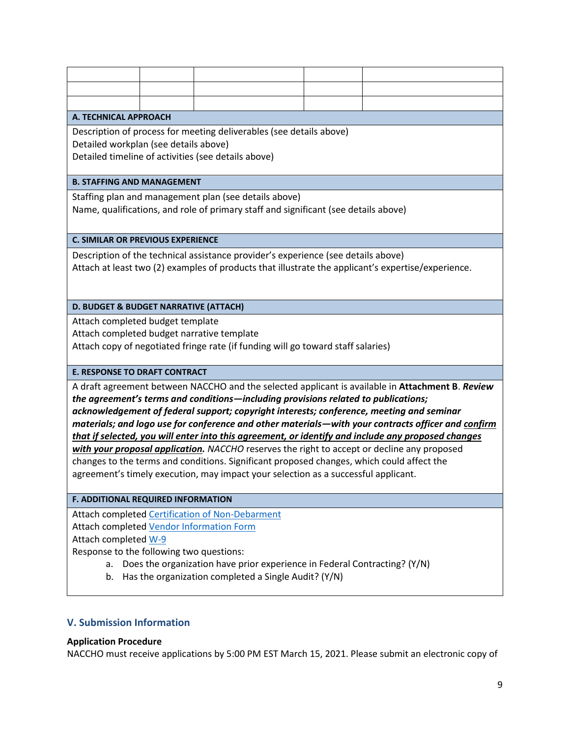| | | | | |
|---|---|---|---|---|
| | | | | |
| | | | | |
| | | | | |

| **A. TECHNICAL APPROACH** |
|---|
| Description of process for meeting deliverables (see details above)<br>Detailed workplan (see details above)<br>Detailed timeline of activities (see details above) |
| **B. STAFFING AND MANAGEMENT** |
| Staffing plan and management plan (see details above)<br>Name, qualifications, and role of primary staff and significant (see details above) |
| **C. SIMILAR OR PREVIOUS EXPERIENCE** |
| Description of the technical assistance provider's experience (see details above)<br>Attach at least two (2) examples of products that illustrate the applicant's expertise/experience. |
| **D. BUDGET & BUDGET NARRATIVE (ATTACH)** |
| Attach completed budget template<br>Attach completed budget narrative template<br>Attach copy of negotiated fringe rate (if funding will go toward staff salaries) |
| **E. RESPONSE TO DRAFT CONTRACT** |
| A draft agreement between NACCHO and the selected applicant is available in **Attachment B**. ***Review the agreement's terms and conditions—including provisions related to publications; acknowledgement of federal support; copyright interests; conference, meeting and seminar materials; and logo use for conference and other materials—with your contracts officer and <u>confirm that if selected, you will enter into this agreement, or identify and include any proposed changes with your proposal application</u>.*** *NACCHO* reserves the right to accept or decline any proposed changes to the terms and conditions. Significant proposed changes, which could affect the agreement's timely execution, may impact your selection as a successful applicant. |
| **F. ADDITIONAL REQUIRED INFORMATION** |
| Attach completed Certification of Non-Debarment<br>Attach completed Vendor Information Form<br>Attach completed W-9<br>Response to the following two questions:<br>a. Does the organization have prior experience in Federal Contracting? (Y/N)<br>b. Has the organization completed a Single Audit? (Y/N) |

## V. Submission Information

**Application Procedure**

NACCHO must receive applications by 5:00 PM EST March 15, 2021. Please submit an electronic copy of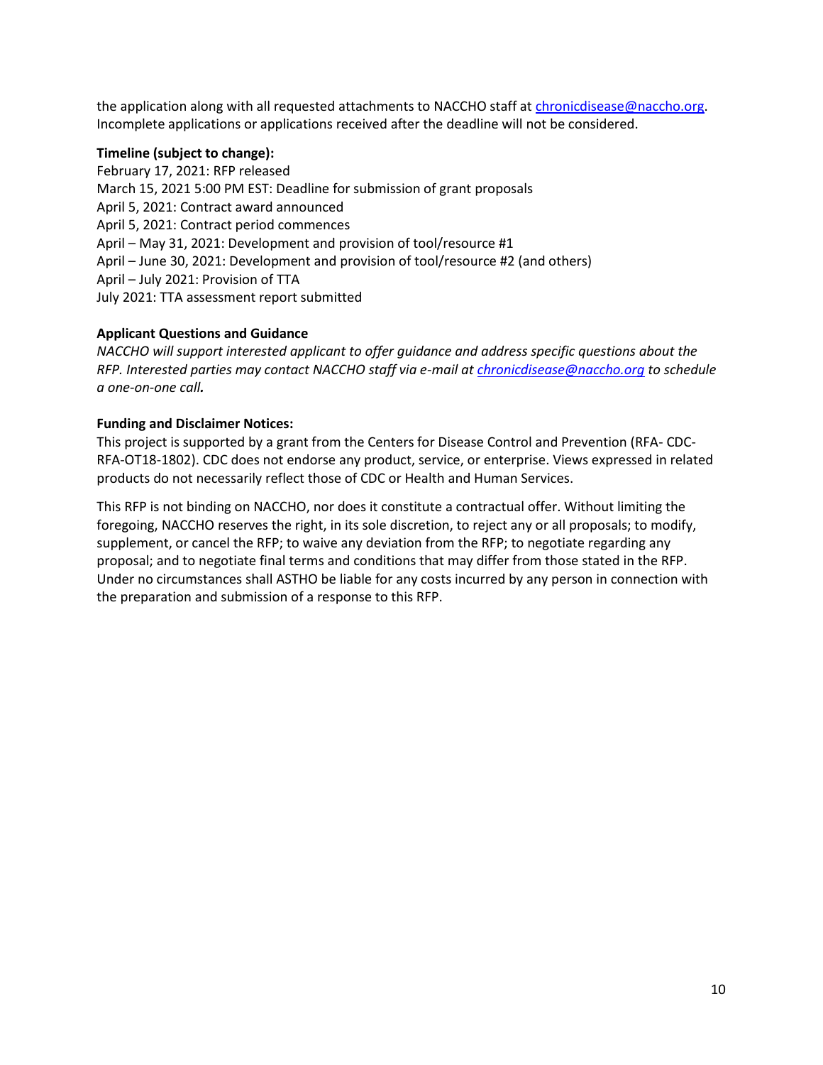the application along with all requested attachments to NACCHO staff at chronicdisease@naccho.org. Incomplete applications or applications received after the deadline will not be considered.

**Timeline (subject to change):**

February 17, 2021: RFP released
March 15, 2021 5:00 PM EST: Deadline for submission of grant proposals
April 5, 2021: Contract award announced
April 5, 2021: Contract period commences
April – May 31, 2021: Development and provision of tool/resource #1
April – June 30, 2021: Development and provision of tool/resource #2 (and others)
April – July 2021: Provision of TTA
July 2021: TTA assessment report submitted

**Applicant Questions and Guidance**

*NACCHO will support interested applicant to offer guidance and address specific questions about the RFP. Interested parties may contact NACCHO staff via e-mail at chronicdisease@naccho.org to schedule a one-on-one call.*

**Funding and Disclaimer Notices:**

This project is supported by a grant from the Centers for Disease Control and Prevention (RFA- CDC-RFA-OT18-1802). CDC does not endorse any product, service, or enterprise. Views expressed in related products do not necessarily reflect those of CDC or Health and Human Services.

This RFP is not binding on NACCHO, nor does it constitute a contractual offer. Without limiting the foregoing, NACCHO reserves the right, in its sole discretion, to reject any or all proposals; to modify, supplement, or cancel the RFP; to waive any deviation from the RFP; to negotiate regarding any proposal; and to negotiate final terms and conditions that may differ from those stated in the RFP. Under no circumstances shall ASTHO be liable for any costs incurred by any person in connection with the preparation and submission of a response to this RFP.